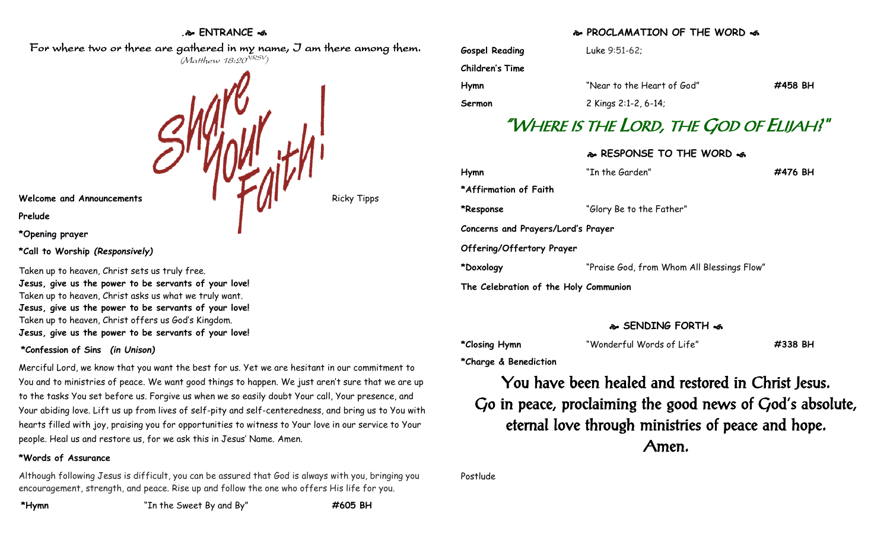## ENTRANCE

*For where two or three are gathered in my name, I am there among them.*
*(Matthew 18:20[NRSV])*

Share Your Faith!

**Welcome and Announcements** Ricky Tipps

**Prelude**

**\*Opening prayer**

**\*Call to Worship *(Responsively)***

Taken up to heaven, Christ sets us truly free.
**Jesus, give us the power to be servants of your love!**
Taken up to heaven, Christ asks us what we truly want.
**Jesus, give us the power to be servants of your love!**
Taken up to heaven, Christ offers us God's Kingdom.
**Jesus, give us the power to be servants of your love!**

**\*Confession of Sins *(in Unison)***

Merciful Lord, we know that you want the best for us. Yet we are hesitant in our commitment to You and to ministries of peace. We want good things to happen. We just aren't sure that we are up to the tasks You set before us. Forgive us when we so easily doubt Your call, Your presence, and Your abiding love. Lift us up from lives of self-pity and self-centeredness, and bring us to You with hearts filled with joy, praising you for opportunities to witness to Your love in our service to Your people. Heal us and restore us, for we ask this in Jesus' Name. Amen.

**\*Words of Assurance**

Although following Jesus is difficult, you can be assured that God is always with you, bringing you encouragement, strength, and peace. Rise up and follow the one who offers His life for you.

**\*Hymn** "In the Sweet By and By" **#605 BH**

## PROCLAMATION OF THE WORD

**Gospel Reading** Luke 9:51-62;

**Children's Time**

**Hymn** "Near to the Heart of God" **#458 BH**

**Sermon** 2 Kings 2:1-2, 6-14;

# "Where is the Lord, the God of Elijah?"

## RESPONSE TO THE WORD

**Hymn** "In the Garden" **#476 BH**

**\*Affirmation of Faith**

**\*Response** "Glory Be to the Father"

**Concerns and Prayers/Lord's Prayer**

**Offering/Offertory Prayer**

**\*Doxology** "Praise God, from Whom All Blessings Flow"

**The Celebration of the Holy Communion**

## SENDING FORTH

**\*Closing Hymn** "Wonderful Words of Life" **#338 BH**

**\*Charge & Benediction**

You have been healed and restored in Christ Jesus.
Go in peace, proclaiming the good news of God's absolute, eternal love through ministries of peace and hope.
Amen.

Postlude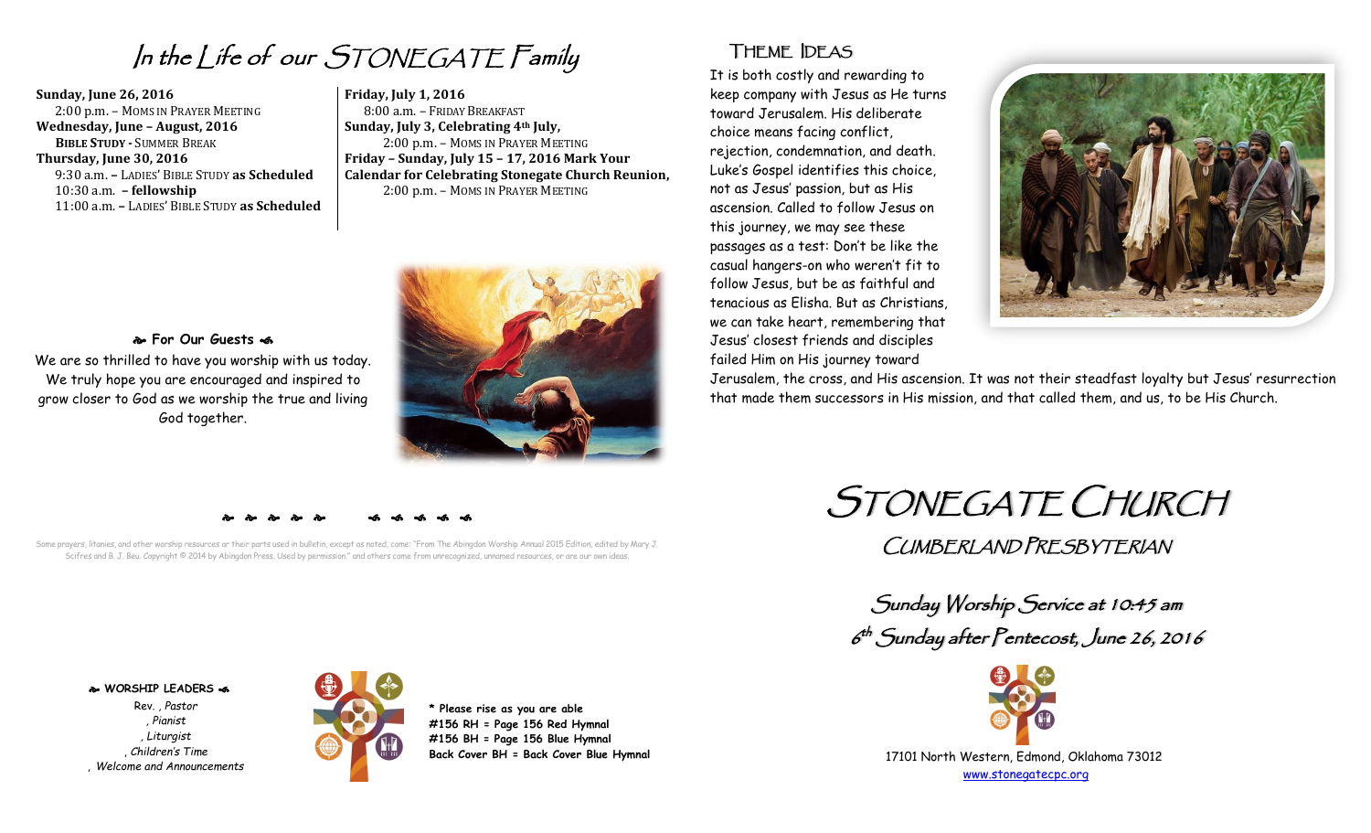# In the Life of our STONEGATE Family

**Sunday, June 26, 2016**
2:00 p.m. – MOMS IN PRAYER MEETING
**Wednesday, June – August, 2016**
**BIBLE STUDY -** SUMMER BREAK
**Thursday, June 30, 2016**
9:30 a.m. – LADIES' BIBLE STUDY **as Scheduled**
10:30 a.m. – **fellowship**
11:00 a.m. – LADIES' BIBLE STUDY **as Scheduled**

**Friday, July 1, 2016**
8:00 a.m. – FRIDAY BREAKFAST
**Sunday, July 3, Celebrating 4th July,**
2:00 p.m. – MOMS IN PRAYER MEETING
**Friday – Sunday, July 15 – 17, 2016 Mark Your Calendar for Celebrating Stonegate Church Reunion,**
2:00 p.m. – MOMS IN PRAYER MEETING

**For Our Guests**

We are so thrilled to have you worship with us today. We truly hope you are encouraged and inspired to grow closer to God as we worship the true and living God together.

Some prayers, litanies, and other worship resources or their parts used in bulletin, except as noted, come: "From The Abingdon Worship Annual 2015 Edition, edited by Mary J. Scifres and B. J. Beu. Copyright © 2014 by Abingdon Press. Used by permission." and others come from unrecognized, unnamed resources, or are our own ideas.

**WORSHIP LEADERS**

Rev. , *Pastor*
, *Pianist*
, *Liturgist*
, *Children's Time*
, *Welcome and Announcements*

**\* Please rise as you are able**
**#156 RH = Page 156 Red Hymnal**
**#156 BH = Page 156 Blue Hymnal**
**Back Cover BH = Back Cover Blue Hymnal**

## THEME IDEAS

It is both costly and rewarding to keep company with Jesus as He turns toward Jerusalem. His deliberate choice means facing conflict, rejection, condemnation, and death. Luke's Gospel identifies this choice, not as Jesus' passion, but as His ascension. Called to follow Jesus on this journey, we may see these passages as a test: Don't be like the casual hangers-on who weren't fit to follow Jesus, but be as faithful and tenacious as Elisha. But as Christians, we can take heart, remembering that Jesus' closest friends and disciples failed Him on His journey toward Jerusalem, the cross, and His ascension. It was not their steadfast loyalty but Jesus' resurrection that made them successors in His mission, and that called them, and us, to be His Church.

# STONEGATE CHURCH

## CUMBERLAND PRESBYTERIAN

*Sunday Worship Service at 10:45 am*

*6th Sunday after Pentecost, June 26, 2016*

17101 North Western, Edmond, Oklahoma 73012
www.stonegatecpc.org